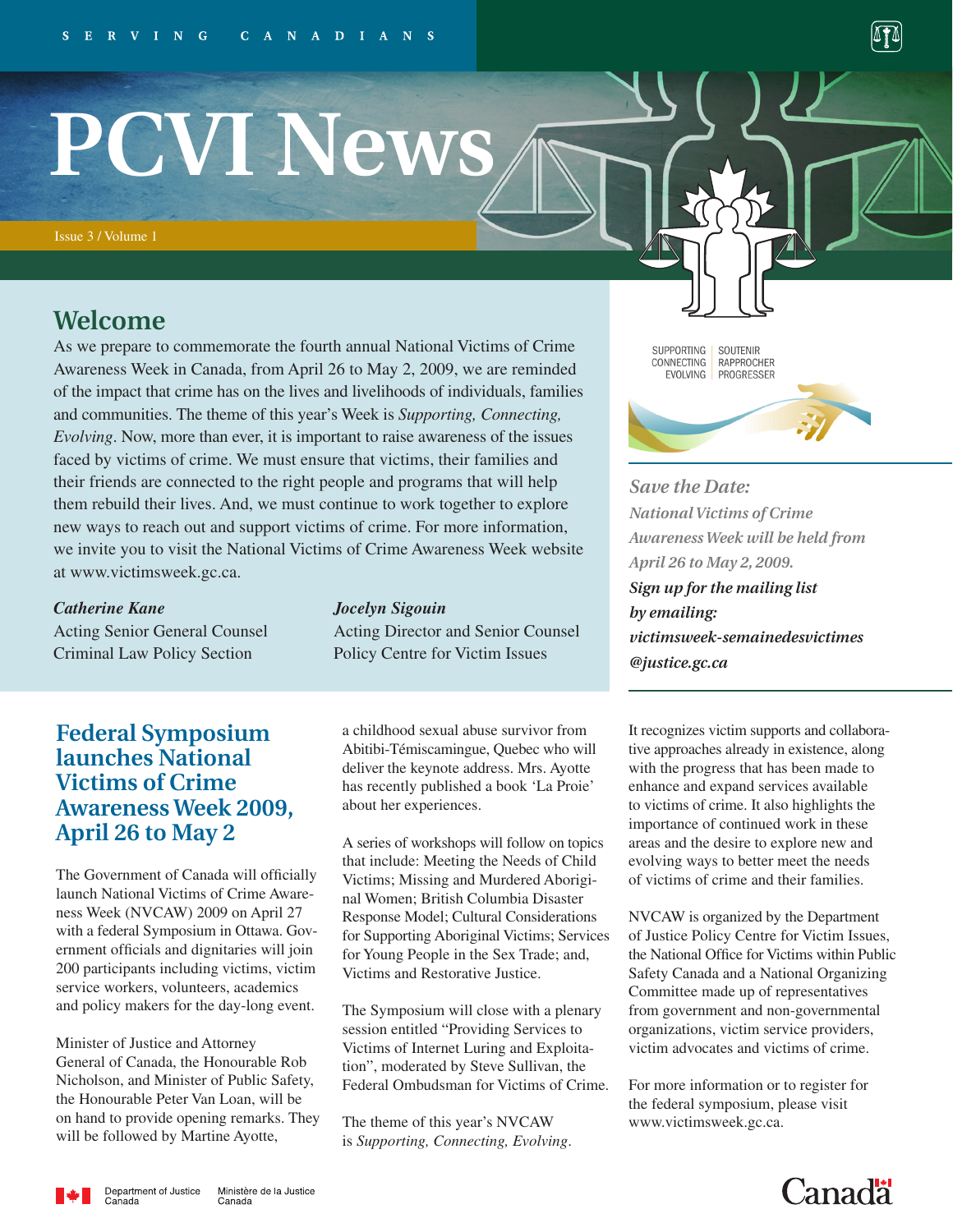SERVING CANADIANS

# PCVI News

Issue 3 / Volume 1

## Welcome

As we prepare to commemorate the fourth annual National Victims of Crime Awareness Week in Canada, from April 26 to May 2, 2009, we are reminded of the impact that crime has on the lives and livelihoods of individuals, families and communities. The theme of this year's Week is *Supporting, Connecting, Evolving*. Now, more than ever, it is important to raise awareness of the issues faced by victims of crime. We must ensure that victims, their families and their friends are connected to the right people and programs that will help them rebuild their lives. And, we must continue to work together to explore new ways to reach out and support victims of crime. For more information, we invite you to visit the National Victims of Crime Awareness Week website at www.victimsweek.gc.ca.

***Catherine Kane***
Acting Senior General Counsel
Criminal Law Policy Section

***Jocelyn Sigouin***
Acting Director and Senior Counsel
Policy Centre for Victim Issues

SUPPORTING | SOUTENIR
CONNECTING | RAPPROCHER
EVOLVING | PROGRESSER

***Save the Date:***
*National Victims of Crime Awareness Week will be held from April 26 to May 2, 2009.*
***Sign up for the mailing list by emailing: victimsweek-semainedesvictimes@justice.gc.ca***

## Federal Symposium launches National Victims of Crime Awareness Week 2009, April 26 to May 2

The Government of Canada will officially launch National Victims of Crime Awareness Week (NVCAW) 2009 on April 27 with a federal Symposium in Ottawa. Government officials and dignitaries will join 200 participants including victims, victim service workers, volunteers, academics and policy makers for the day-long event.

Minister of Justice and Attorney General of Canada, the Honourable Rob Nicholson, and Minister of Public Safety, the Honourable Peter Van Loan, will be on hand to provide opening remarks. They will be followed by Martine Ayotte, a childhood sexual abuse survivor from Abitibi-Témiscamingue, Quebec who will deliver the keynote address. Mrs. Ayotte has recently published a book 'La Proie' about her experiences.

A series of workshops will follow on topics that include: Meeting the Needs of Child Victims; Missing and Murdered Aboriginal Women; British Columbia Disaster Response Model; Cultural Considerations for Supporting Aboriginal Victims; Services for Young People in the Sex Trade; and, Victims and Restorative Justice.

The Symposium will close with a plenary session entitled "Providing Services to Victims of Internet Luring and Exploitation", moderated by Steve Sullivan, the Federal Ombudsman for Victims of Crime.

The theme of this year's NVCAW is *Supporting, Connecting, Evolving*. It recognizes victim supports and collaborative approaches already in existence, along with the progress that has been made to enhance and expand services available to victims of crime. It also highlights the importance of continued work in these areas and the desire to explore new and evolving ways to better meet the needs of victims of crime and their families.

NVCAW is organized by the Department of Justice Policy Centre for Victim Issues, the National Office for Victims within Public Safety Canada and a National Organizing Committee made up of representatives from government and non-governmental organizations, victim service providers, victim advocates and victims of crime.

For more information or to register for the federal symposium, please visit www.victimsweek.gc.ca.

Department of Justice Canada | Ministère de la Justice Canada

Canada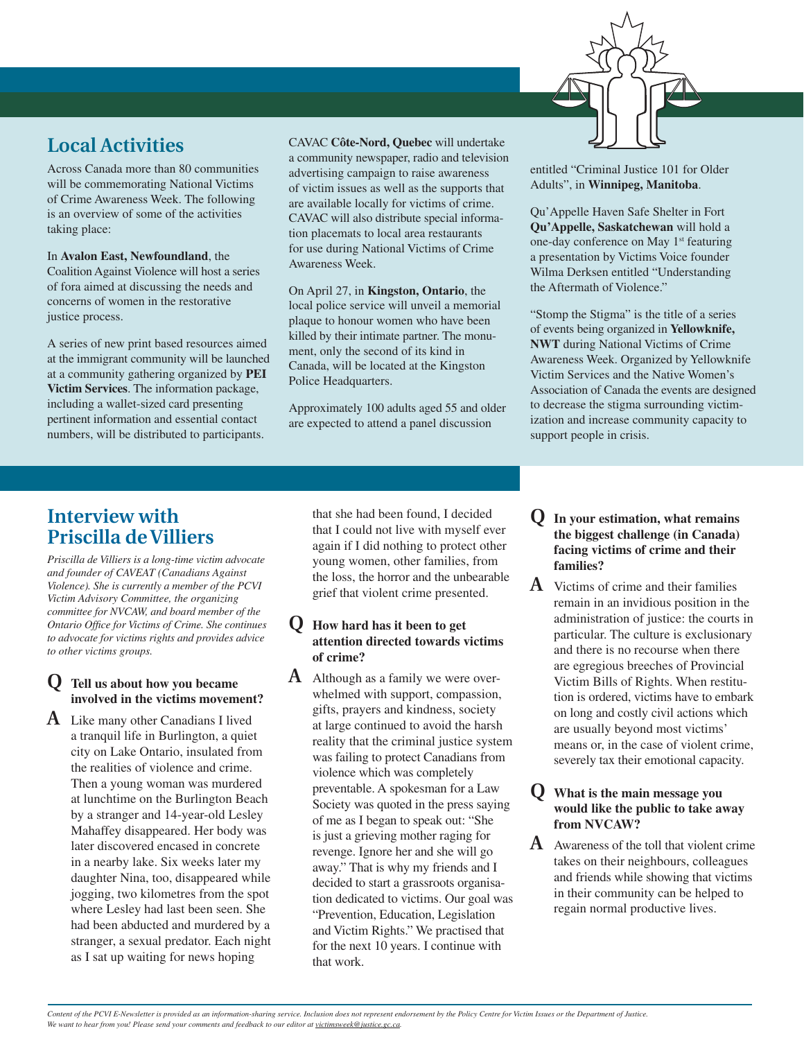## Local Activities

Across Canada more than 80 communities will be commemorating National Victims of Crime Awareness Week. The following is an overview of some of the activities taking place:

In **Avalon East, Newfoundland**, the Coalition Against Violence will host a series of fora aimed at discussing the needs and concerns of women in the restorative justice process.

A series of new print based resources aimed at the immigrant community will be launched at a community gathering organized by **PEI Victim Services**. The information package, including a wallet-sized card presenting pertinent information and essential contact numbers, will be distributed to participants.

CAVAC **Côte-Nord, Quebec** will undertake a community newspaper, radio and television advertising campaign to raise awareness of victim issues as well as the supports that are available locally for victims of crime. CAVAC will also distribute special information placemats to local area restaurants for use during National Victims of Crime Awareness Week.

On April 27, in **Kingston, Ontario**, the local police service will unveil a memorial plaque to honour women who have been killed by their intimate partner. The monument, only the second of its kind in Canada, will be located at the Kingston Police Headquarters.

Approximately 100 adults aged 55 and older are expected to attend a panel discussion entitled "Criminal Justice 101 for Older Adults", in **Winnipeg, Manitoba**.

Qu'Appelle Haven Safe Shelter in Fort **Qu'Appelle, Saskatchewan** will hold a one-day conference on May 1st featuring a presentation by Victims Voice founder Wilma Derksen entitled "Understanding the Aftermath of Violence."

"Stomp the Stigma" is the title of a series of events being organized in **Yellowknife, NWT** during National Victims of Crime Awareness Week. Organized by Yellowknife Victim Services and the Native Women's Association of Canada the events are designed to decrease the stigma surrounding victimization and increase community capacity to support people in crisis.

## Interview with Priscilla de Villiers

*Priscilla de Villiers is a long-time victim advocate and founder of CAVEAT (Canadians Against Violence). She is currently a member of the PCVI Victim Advisory Committee, the organizing committee for NVCAW, and board member of the Ontario Office for Victims of Crime. She continues to advocate for victims rights and provides advice to other victims groups.*

**Q Tell us about how you became involved in the victims movement?**

**A** Like many other Canadians I lived a tranquil life in Burlington, a quiet city on Lake Ontario, insulated from the realities of violence and crime. Then a young woman was murdered at lunchtime on the Burlington Beach by a stranger and 14-year-old Lesley Mahaffey disappeared. Her body was later discovered encased in concrete in a nearby lake. Six weeks later my daughter Nina, too, disappeared while jogging, two kilometres from the spot where Lesley had last been seen. She had been abducted and murdered by a stranger, a sexual predator. Each night as I sat up waiting for news hoping that she had been found, I decided that I could not live with myself ever again if I did nothing to protect other young women, other families, from the loss, the horror and the unbearable grief that violent crime presented.

**Q How hard has it been to get attention directed towards victims of crime?**

**A** Although as a family we were overwhelmed with support, compassion, gifts, prayers and kindness, society at large continued to avoid the harsh reality that the criminal justice system was failing to protect Canadians from violence which was completely preventable. A spokesman for a Law Society was quoted in the press saying of me as I began to speak out: "She is just a grieving mother raging for revenge. Ignore her and she will go away." That is why my friends and I decided to start a grassroots organisation dedicated to victims. Our goal was "Prevention, Education, Legislation and Victim Rights." We practised that for the next 10 years. I continue with that work.

**Q In your estimation, what remains the biggest challenge (in Canada) facing victims of crime and their families?**

**A** Victims of crime and their families remain in an invidious position in the administration of justice: the courts in particular. The culture is exclusionary and there is no recourse when there are egregious breeches of Provincial Victim Bills of Rights. When restitution is ordered, victims have to embark on long and costly civil actions which are usually beyond most victims' means or, in the case of violent crime, severely tax their emotional capacity.

**Q What is the main message you would like the public to take away from NVCAW?**

**A** Awareness of the toll that violent crime takes on their neighbours, colleagues and friends while showing that victims in their community can be helped to regain normal productive lives.

*Content of the PCVI E-Newsletter is provided as an information-sharing service. Inclusion does not represent endorsement by the Policy Centre for Victim Issues or the Department of Justice. We want to hear from you! Please send your comments and feedback to our editor at victimsweek@justice.gc.ca.*